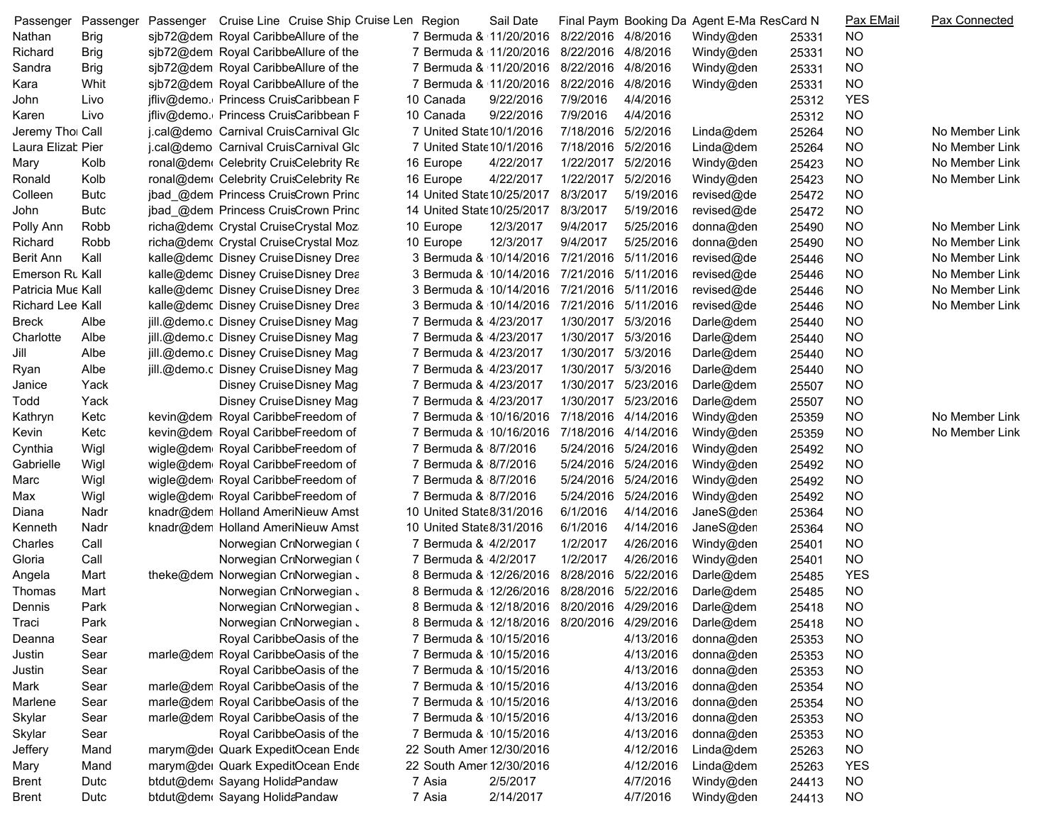| Passenger | Passenger | Passenger | Cruise Line | Cruise Ship | Cruise Len | Region | Sail Date | Final Paym | Booking Da | Agent E-Ma | ResCard N | Pax EMail | Pax Connected |
|---|---|---|---|---|---|---|---|---|---|---|---|---|---|
| Nathan | Brig | sjb72@dem | Royal Caribbe | Allure of the | 7 | Bermuda & | 11/20/2016 | 8/22/2016 | 4/8/2016 | Windy@den | 25331 | NO | |
| Richard | Brig | sjb72@dem | Royal Caribbe | Allure of the | 7 | Bermuda & | 11/20/2016 | 8/22/2016 | 4/8/2016 | Windy@den | 25331 | NO | |
| Sandra | Brig | sjb72@dem | Royal Caribbe | Allure of the | 7 | Bermuda & | 11/20/2016 | 8/22/2016 | 4/8/2016 | Windy@den | 25331 | NO | |
| Kara | Whit | sjb72@dem | Royal Caribbe | Allure of the | 7 | Bermuda & | 11/20/2016 | 8/22/2016 | 4/8/2016 | Windy@den | 25331 | NO | |
| John | Livo | jfliv@demo. | Princess Cruis | Caribbean F | 10 | Canada | 9/22/2016 | 7/9/2016 | 4/4/2016 | | 25312 | YES | |
| Karen | Livo | jfliv@demo. | Princess Cruis | Caribbean F | 10 | Canada | 9/22/2016 | 7/9/2016 | 4/4/2016 | | 25312 | NO | |
| Jeremy Thor | Call | j.cal@demo | Carnival Cruis | Carnival Glo | 7 | United State | 10/1/2016 | 7/18/2016 | 5/2/2016 | Linda@dem | 25264 | NO | No Member Link |
| Laura Elizab | Pier | j.cal@demo | Carnival Cruis | Carnival Glo | 7 | United State | 10/1/2016 | 7/18/2016 | 5/2/2016 | Linda@dem | 25264 | NO | No Member Link |
| Mary | Kolb | ronal@demo | Celebrity Cruis | Celebrity Re | 16 | Europe | 4/22/2017 | 1/22/2017 | 5/2/2016 | Windy@den | 25423 | NO | No Member Link |
| Ronald | Kolb | ronal@demo | Celebrity Cruis | Celebrity Re | 16 | Europe | 4/22/2017 | 1/22/2017 | 5/2/2016 | Windy@den | 25423 | NO | No Member Link |
| Colleen | Butc | jbad_@dem | Princess Cruis | Crown Princ | 14 | United State | 10/25/2017 | 8/3/2017 | 5/19/2016 | revised@de | 25472 | NO | |
| John | Butc | jbad_@dem | Princess Cruis | Crown Princ | 14 | United State | 10/25/2017 | 8/3/2017 | 5/19/2016 | revised@de | 25472 | NO | |
| Polly Ann | Robb | richa@demo | Crystal Cruise | Crystal Moz | 10 | Europe | 12/3/2017 | 9/4/2017 | 5/25/2016 | donna@den | 25490 | NO | No Member Link |
| Richard | Robb | richa@demo | Crystal Cruise | Crystal Moz | 10 | Europe | 12/3/2017 | 9/4/2017 | 5/25/2016 | donna@den | 25490 | NO | No Member Link |
| Berit Ann | Kall | kalle@demo | Disney Cruise | Disney Drea | 3 | Bermuda & | 10/14/2016 | 7/21/2016 | 5/11/2016 | revised@de | 25446 | NO | No Member Link |
| Emerson Ru | Kall | kalle@demo | Disney Cruise | Disney Drea | 3 | Bermuda & | 10/14/2016 | 7/21/2016 | 5/11/2016 | revised@de | 25446 | NO | No Member Link |
| Patricia Mue | Kall | kalle@demo | Disney Cruise | Disney Drea | 3 | Bermuda & | 10/14/2016 | 7/21/2016 | 5/11/2016 | revised@de | 25446 | NO | No Member Link |
| Richard Lee | Kall | kalle@demo | Disney Cruise | Disney Drea | 3 | Bermuda & | 10/14/2016 | 7/21/2016 | 5/11/2016 | revised@de | 25446 | NO | No Member Link |
| Breck | Albe | jill.@demo.c | Disney Cruise | Disney Mag | 7 | Bermuda & | 4/23/2017 | 1/30/2017 | 5/3/2016 | Darle@dem | 25440 | NO | |
| Charlotte | Albe | jill.@demo.c | Disney Cruise | Disney Mag | 7 | Bermuda & | 4/23/2017 | 1/30/2017 | 5/3/2016 | Darle@dem | 25440 | NO | |
| Jill | Albe | jill.@demo.c | Disney Cruise | Disney Mag | 7 | Bermuda & | 4/23/2017 | 1/30/2017 | 5/3/2016 | Darle@dem | 25440 | NO | |
| Ryan | Albe | jill.@demo.c | Disney Cruise | Disney Mag | 7 | Bermuda & | 4/23/2017 | 1/30/2017 | 5/3/2016 | Darle@dem | 25440 | NO | |
| Janice | Yack | | Disney Cruise | Disney Mag | 7 | Bermuda & | 4/23/2017 | 1/30/2017 | 5/23/2016 | Darle@dem | 25507 | NO | |
| Todd | Yack | | Disney Cruise | Disney Mag | 7 | Bermuda & | 4/23/2017 | 1/30/2017 | 5/23/2016 | Darle@dem | 25507 | NO | |
| Kathryn | Ketc | kevin@dem | Royal Caribbe | Freedom of | 7 | Bermuda & | 10/16/2016 | 7/18/2016 | 4/14/2016 | Windy@den | 25359 | NO | No Member Link |
| Kevin | Ketc | kevin@dem | Royal Caribbe | Freedom of | 7 | Bermuda & | 10/16/2016 | 7/18/2016 | 4/14/2016 | Windy@den | 25359 | NO | No Member Link |
| Cynthia | Wigl | wigle@dem | Royal Caribbe | Freedom of | 7 | Bermuda & | 8/7/2016 | 5/24/2016 | 5/24/2016 | Windy@den | 25492 | NO | |
| Gabrielle | Wigl | wigle@dem | Royal Caribbe | Freedom of | 7 | Bermuda & | 8/7/2016 | 5/24/2016 | 5/24/2016 | Windy@den | 25492 | NO | |
| Marc | Wigl | wigle@dem | Royal Caribbe | Freedom of | 7 | Bermuda & | 8/7/2016 | 5/24/2016 | 5/24/2016 | Windy@den | 25492 | NO | |
| Max | Wigl | wigle@dem | Royal Caribbe | Freedom of | 7 | Bermuda & | 8/7/2016 | 5/24/2016 | 5/24/2016 | Windy@den | 25492 | NO | |
| Diana | Nadr | knadr@dem | Holland Ameri | Nieuw Amst | 10 | United State | 8/31/2016 | 6/1/2016 | 4/14/2016 | JaneS@den | 25364 | NO | |
| Kenneth | Nadr | knadr@dem | Holland Ameri | Nieuw Amst | 10 | United State | 8/31/2016 | 6/1/2016 | 4/14/2016 | JaneS@den | 25364 | NO | |
| Charles | Call | | Norwegian Cr | Norwegian ( | 7 | Bermuda & | 4/2/2017 | 1/2/2017 | 4/26/2016 | Windy@den | 25401 | NO | |
| Gloria | Call | | Norwegian Cr | Norwegian ( | 7 | Bermuda & | 4/2/2017 | 1/2/2017 | 4/26/2016 | Windy@den | 25401 | NO | |
| Angela | Mart | theke@dem | Norwegian Cr | Norwegian J | 8 | Bermuda & | 12/26/2016 | 8/28/2016 | 5/22/2016 | Darle@dem | 25485 | YES | |
| Thomas | Mart | | Norwegian Cr | Norwegian J | 8 | Bermuda & | 12/26/2016 | 8/28/2016 | 5/22/2016 | Darle@dem | 25485 | NO | |
| Dennis | Park | | Norwegian Cr | Norwegian J | 8 | Bermuda & | 12/18/2016 | 8/20/2016 | 4/29/2016 | Darle@dem | 25418 | NO | |
| Traci | Park | | Norwegian Cr | Norwegian J | 8 | Bermuda & | 12/18/2016 | 8/20/2016 | 4/29/2016 | Darle@dem | 25418 | NO | |
| Deanna | Sear | | Royal Caribbe | Oasis of the | 7 | Bermuda & | 10/15/2016 | | 4/13/2016 | donna@den | 25353 | NO | |
| Justin | Sear | marle@dem | Royal Caribbe | Oasis of the | 7 | Bermuda & | 10/15/2016 | | 4/13/2016 | donna@den | 25353 | NO | |
| Justin | Sear | | Royal Caribbe | Oasis of the | 7 | Bermuda & | 10/15/2016 | | 4/13/2016 | donna@den | 25353 | NO | |
| Mark | Sear | marle@dem | Royal Caribbe | Oasis of the | 7 | Bermuda & | 10/15/2016 | | 4/13/2016 | donna@den | 25354 | NO | |
| Marlene | Sear | marle@dem | Royal Caribbe | Oasis of the | 7 | Bermuda & | 10/15/2016 | | 4/13/2016 | donna@den | 25354 | NO | |
| Skylar | Sear | marle@dem | Royal Caribbe | Oasis of the | 7 | Bermuda & | 10/15/2016 | | 4/13/2016 | donna@den | 25353 | NO | |
| Skylar | Sear | | Royal Caribbe | Oasis of the | 7 | Bermuda & | 10/15/2016 | | 4/13/2016 | donna@den | 25353 | NO | |
| Jeffery | Mand | marym@de | Quark Expedit | Ocean Ende | 22 | South Amer | 12/30/2016 | | 4/12/2016 | Linda@dem | 25263 | NO | |
| Mary | Mand | marym@de | Quark Expedit | Ocean Ende | 22 | South Amer | 12/30/2016 | | 4/12/2016 | Linda@dem | 25263 | YES | |
| Brent | Dutc | btdut@demo | Sayang Holida | Pandaw | 7 | Asia | 2/5/2017 | | 4/7/2016 | Windy@den | 24413 | NO | |
| Brent | Dutc | btdut@demo | Sayang Holida | Pandaw | 7 | Asia | 2/14/2017 | | 4/7/2016 | Windy@den | 24413 | NO | |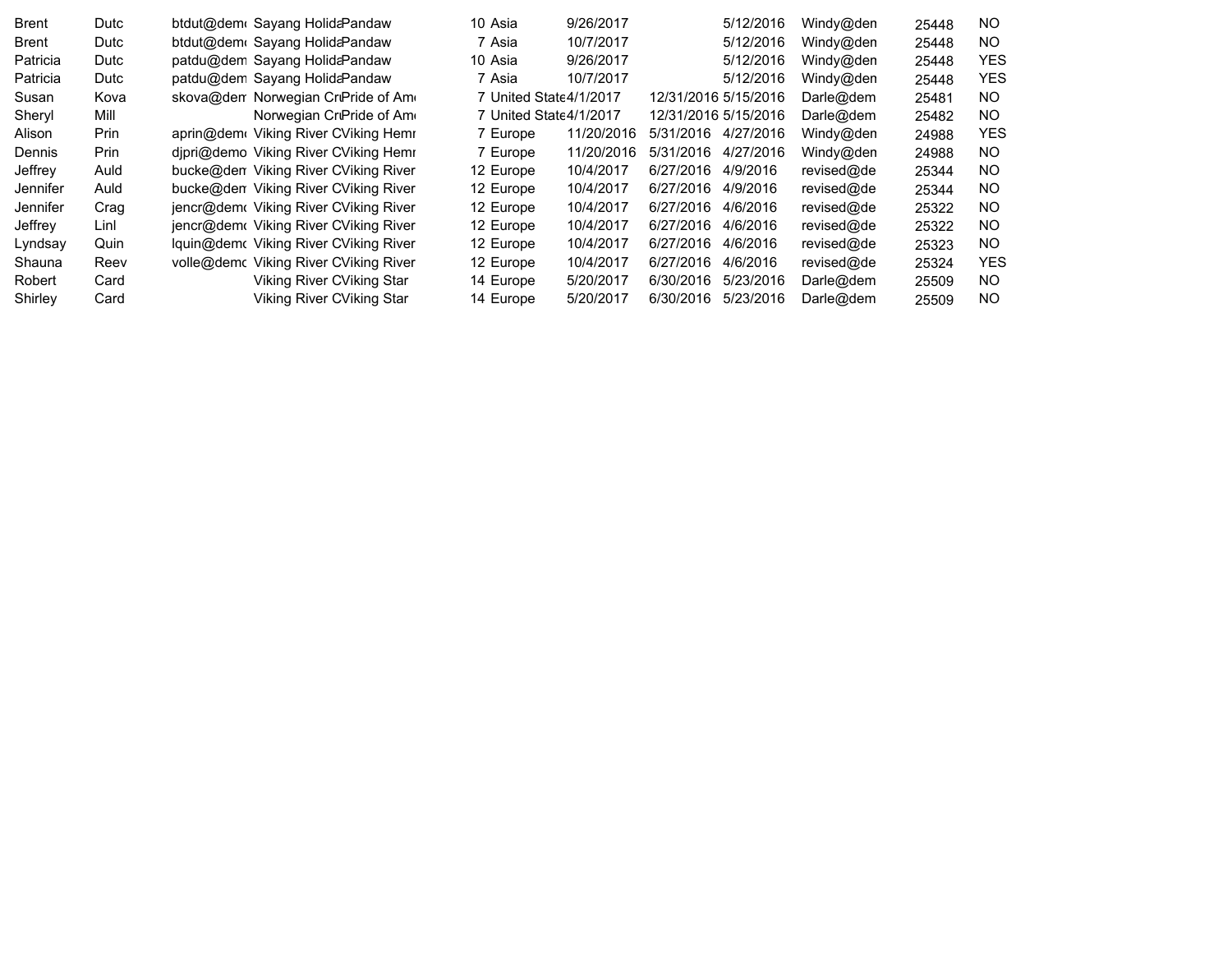| | | | | | | | | | | | | |
|---|---|---|---|---|---|---|---|---|---|---|---|---|
| Brent | Dutc | btdut@demo | Sayang Holida | Pandaw | 10 | Asia | 9/26/2017 | | 5/12/2016 | Windy@den | 25448 | NO |
| Brent | Dutc | btdut@demo | Sayang Holida | Pandaw | 7 | Asia | 10/7/2017 | | 5/12/2016 | Windy@den | 25448 | NO |
| Patricia | Dutc | patdu@dem | Sayang Holida | Pandaw | 10 | Asia | 9/26/2017 | | 5/12/2016 | Windy@den | 25448 | YES |
| Patricia | Dutc | patdu@dem | Sayang Holida | Pandaw | 7 | Asia | 10/7/2017 | | 5/12/2016 | Windy@den | 25448 | YES |
| Susan | Kova | skova@dem | Norwegian Cru | Pride of Am | 7 | United State | 4/1/2017 | 12/31/2016 | 5/15/2016 | Darle@dem | 25481 | NO |
| Sheryl | Mill | | Norwegian Cru | Pride of Am | 7 | United State | 4/1/2017 | 12/31/2016 | 5/15/2016 | Darle@dem | 25482 | NO |
| Alison | Prin | aprin@demo | Viking River C | Viking Hemr | 7 | Europe | 11/20/2016 | 5/31/2016 | 4/27/2016 | Windy@den | 24988 | YES |
| Dennis | Prin | djpri@demo | Viking River C | Viking Hemr | 7 | Europe | 11/20/2016 | 5/31/2016 | 4/27/2016 | Windy@den | 24988 | NO |
| Jeffrey | Auld | bucke@dem | Viking River C | Viking River | 12 | Europe | 10/4/2017 | 6/27/2016 | 4/9/2016 | revised@de | 25344 | NO |
| Jennifer | Auld | bucke@dem | Viking River C | Viking River | 12 | Europe | 10/4/2017 | 6/27/2016 | 4/9/2016 | revised@de | 25344 | NO |
| Jennifer | Crag | jencr@demo | Viking River C | Viking River | 12 | Europe | 10/4/2017 | 6/27/2016 | 4/6/2016 | revised@de | 25322 | NO |
| Jeffrey | Linl | jencr@demo | Viking River C | Viking River | 12 | Europe | 10/4/2017 | 6/27/2016 | 4/6/2016 | revised@de | 25322 | NO |
| Lyndsay | Quin | lquin@demo | Viking River C | Viking River | 12 | Europe | 10/4/2017 | 6/27/2016 | 4/6/2016 | revised@de | 25323 | NO |
| Shauna | Reev | volle@demo | Viking River C | Viking River | 12 | Europe | 10/4/2017 | 6/27/2016 | 4/6/2016 | revised@de | 25324 | YES |
| Robert | Card | | Viking River C | Viking Star | 14 | Europe | 5/20/2017 | 6/30/2016 | 5/23/2016 | Darle@dem | 25509 | NO |
| Shirley | Card | | Viking River C | Viking Star | 14 | Europe | 5/20/2017 | 6/30/2016 | 5/23/2016 | Darle@dem | 25509 | NO |